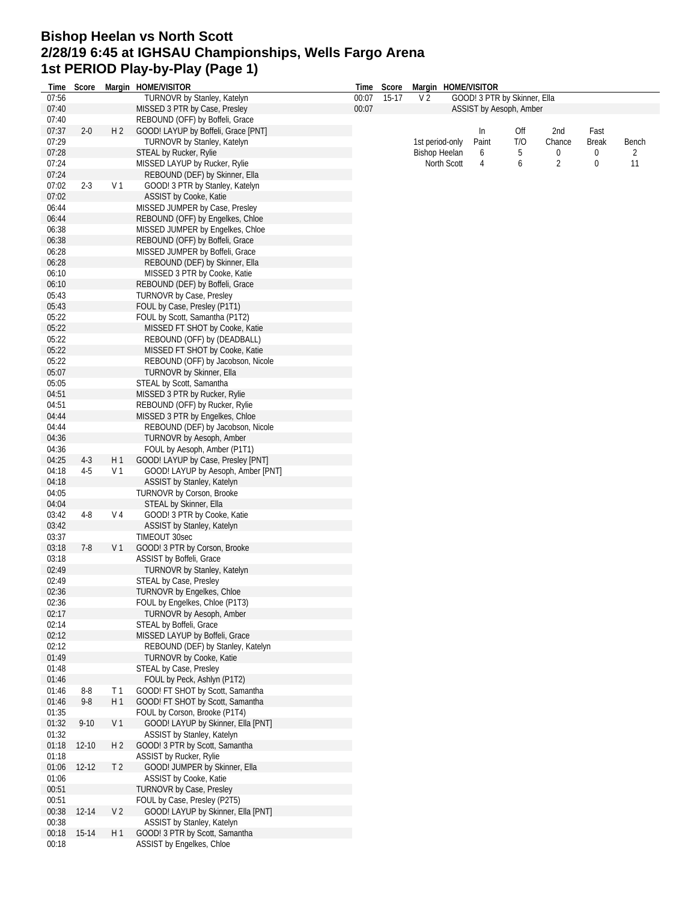# Bishop Heelan vs North Scott
# 2/28/19 6:45 at IGHSAU Championships, Wells Fargo Arena
# 1st PERIOD Play-by-Play (Page 1)

| Time | Score | Margin | HOME/VISITOR |
|---|---|---|---|
| 07:56 | | | TURNOVR by Stanley, Katelyn |
| 07:40 | | | MISSED 3 PTR by Case, Presley |
| 07:40 | | | REBOUND (OFF) by Boffeli, Grace |
| 07:37 | 2-0 | H 2 | GOOD! LAYUP by Boffeli, Grace [PNT] |
| 07:29 | | | TURNOVR by Stanley, Katelyn |
| 07:28 | | | STEAL by Rucker, Rylie |
| 07:24 | | | MISSED LAYUP by Rucker, Rylie |
| 07:24 | | | REBOUND (DEF) by Skinner, Ella |
| 07:02 | 2-3 | V 1 | GOOD! 3 PTR by Stanley, Katelyn |
| 07:02 | | | ASSIST by Cooke, Katie |
| 06:44 | | | MISSED JUMPER by Case, Presley |
| 06:44 | | | REBOUND (OFF) by Engelkes, Chloe |
| 06:38 | | | MISSED JUMPER by Engelkes, Chloe |
| 06:38 | | | REBOUND (OFF) by Boffeli, Grace |
| 06:28 | | | MISSED JUMPER by Boffeli, Grace |
| 06:28 | | | REBOUND (DEF) by Skinner, Ella |
| 06:10 | | | MISSED 3 PTR by Cooke, Katie |
| 06:10 | | | REBOUND (DEF) by Boffeli, Grace |
| 05:43 | | | TURNOVR by Case, Presley |
| 05:43 | | | FOUL by Case, Presley (P1T1) |
| 05:22 | | | FOUL by Scott, Samantha (P1T2) |
| 05:22 | | | MISSED FT SHOT by Cooke, Katie |
| 05:22 | | | REBOUND (OFF) by (DEADBALL) |
| 05:22 | | | MISSED FT SHOT by Cooke, Katie |
| 05:22 | | | REBOUND (OFF) by Jacobson, Nicole |
| 05:07 | | | TURNOVR by Skinner, Ella |
| 05:05 | | | STEAL by Scott, Samantha |
| 04:51 | | | MISSED 3 PTR by Rucker, Rylie |
| 04:51 | | | REBOUND (OFF) by Rucker, Rylie |
| 04:44 | | | MISSED 3 PTR by Engelkes, Chloe |
| 04:44 | | | REBOUND (DEF) by Jacobson, Nicole |
| 04:36 | | | TURNOVR by Aesoph, Amber |
| 04:36 | | | FOUL by Aesoph, Amber (P1T1) |
| 04:25 | 4-3 | H 1 | GOOD! LAYUP by Case, Presley [PNT] |
| 04:18 | 4-5 | V 1 | GOOD! LAYUP by Aesoph, Amber [PNT] |
| 04:18 | | | ASSIST by Stanley, Katelyn |
| 04:05 | | | TURNOVR by Corson, Brooke |
| 04:04 | | | STEAL by Skinner, Ella |
| 03:42 | 4-8 | V 4 | GOOD! 3 PTR by Cooke, Katie |
| 03:42 | | | ASSIST by Stanley, Katelyn |
| 03:37 | | | TIMEOUT 30sec |
| 03:18 | 7-8 | V 1 | GOOD! 3 PTR by Corson, Brooke |
| 03:18 | | | ASSIST by Boffeli, Grace |
| 02:49 | | | TURNOVR by Stanley, Katelyn |
| 02:49 | | | STEAL by Case, Presley |
| 02:36 | | | TURNOVR by Engelkes, Chloe |
| 02:36 | | | FOUL by Engelkes, Chloe (P1T3) |
| 02:17 | | | TURNOVR by Aesoph, Amber |
| 02:14 | | | STEAL by Boffeli, Grace |
| 02:12 | | | MISSED LAYUP by Boffeli, Grace |
| 02:12 | | | REBOUND (DEF) by Stanley, Katelyn |
| 01:49 | | | TURNOVR by Cooke, Katie |
| 01:48 | | | STEAL by Case, Presley |
| 01:46 | | | FOUL by Peck, Ashlyn (P1T2) |
| 01:46 | 8-8 | T 1 | GOOD! FT SHOT by Scott, Samantha |
| 01:46 | 9-8 | H 1 | GOOD! FT SHOT by Scott, Samantha |
| 01:35 | | | FOUL by Corson, Brooke (P1T4) |
| 01:32 | 9-10 | V 1 | GOOD! LAYUP by Skinner, Ella [PNT] |
| 01:32 | | | ASSIST by Stanley, Katelyn |
| 01:18 | 12-10 | H 2 | GOOD! 3 PTR by Scott, Samantha |
| 01:18 | | | ASSIST by Rucker, Rylie |
| 01:06 | 12-12 | T 2 | GOOD! JUMPER by Skinner, Ella |
| 01:06 | | | ASSIST by Cooke, Katie |
| 00:51 | | | TURNOVR by Case, Presley |
| 00:51 | | | FOUL by Case, Presley (P2T5) |
| 00:38 | 12-14 | V 2 | GOOD! LAYUP by Skinner, Ella [PNT] |
| 00:38 | | | ASSIST by Stanley, Katelyn |
| 00:18 | 15-14 | H 1 | GOOD! 3 PTR by Scott, Samantha |
| 00:18 | | | ASSIST by Engelkes, Chloe |
| 00:07 | 15-17 | V 2 | GOOD! 3 PTR by Skinner, Ella |
| 00:07 | | | ASSIST by Aesoph, Amber |

| 1st period-only | In Paint | Off T/O | 2nd Chance | Fast Break | Bench |
|---|---|---|---|---|---|
| Bishop Heelan | 6 | 5 | 0 | 0 | 2 |
| North Scott | 4 | 6 | 2 | 0 | 11 |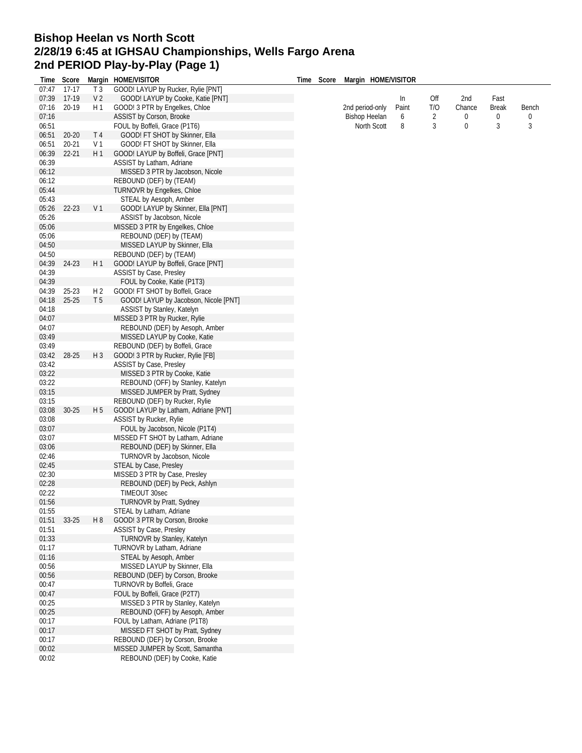# Bishop Heelan vs North Scott
## 2/28/19 6:45 at IGHSAU Championships, Wells Fargo Arena
## 2nd PERIOD Play-by-Play (Page 1)

| Time | Score | Margin | HOME | VISITOR |
|---|---|---|---|---|
| 07:47 | 17-17 | T 3 | GOOD! LAYUP by Rucker, Rylie [PNT] | |
| 07:39 | 17-19 | V 2 | | GOOD! LAYUP by Cooke, Katie [PNT] |
| 07:16 | 20-19 | H 1 | GOOD! 3 PTR by Engelkes, Chloe | |
| 07:16 | | | ASSIST by Corson, Brooke | |
| 06:51 | | | FOUL by Boffeli, Grace (P1T6) | |
| 06:51 | 20-20 | T 4 | | GOOD! FT SHOT by Skinner, Ella |
| 06:51 | 20-21 | V 1 | | GOOD! FT SHOT by Skinner, Ella |
| 06:39 | 22-21 | H 1 | GOOD! LAYUP by Boffeli, Grace [PNT] | |
| 06:39 | | | ASSIST by Latham, Adriane | |
| 06:12 | | | | MISSED 3 PTR by Jacobson, Nicole |
| 06:12 | | | REBOUND (DEF) by (TEAM) | |
| 05:44 | | | TURNOVR by Engelkes, Chloe | |
| 05:43 | | | | STEAL by Aesoph, Amber |
| 05:26 | 22-23 | V 1 | | GOOD! LAYUP by Skinner, Ella [PNT] |
| 05:26 | | | | ASSIST by Jacobson, Nicole |
| 05:06 | | | MISSED 3 PTR by Engelkes, Chloe | |
| 05:06 | | | | REBOUND (DEF) by (TEAM) |
| 04:50 | | | | MISSED LAYUP by Skinner, Ella |
| 04:50 | | | REBOUND (DEF) by (TEAM) | |
| 04:39 | 24-23 | H 1 | GOOD! LAYUP by Boffeli, Grace [PNT] | |
| 04:39 | | | ASSIST by Case, Presley | |
| 04:39 | | | | FOUL by Cooke, Katie (P1T3) |
| 04:39 | 25-23 | H 2 | GOOD! FT SHOT by Boffeli, Grace | |
| 04:18 | 25-25 | T 5 | | GOOD! LAYUP by Jacobson, Nicole [PNT] |
| 04:18 | | | | ASSIST by Stanley, Katelyn |
| 04:07 | | | MISSED 3 PTR by Rucker, Rylie | |
| 04:07 | | | | REBOUND (DEF) by Aesoph, Amber |
| 03:49 | | | | MISSED LAYUP by Cooke, Katie |
| 03:49 | | | REBOUND (DEF) by Boffeli, Grace | |
| 03:42 | 28-25 | H 3 | GOOD! 3 PTR by Rucker, Rylie [FB] | |
| 03:42 | | | ASSIST by Case, Presley | |
| 03:22 | | | | MISSED 3 PTR by Cooke, Katie |
| 03:22 | | | | REBOUND (OFF) by Stanley, Katelyn |
| 03:15 | | | | MISSED JUMPER by Pratt, Sydney |
| 03:15 | | | REBOUND (DEF) by Rucker, Rylie | |
| 03:08 | 30-25 | H 5 | GOOD! LAYUP by Latham, Adriane [PNT] | |
| 03:08 | | | ASSIST by Rucker, Rylie | |
| 03:07 | | | | FOUL by Jacobson, Nicole (P1T4) |
| 03:07 | | | MISSED FT SHOT by Latham, Adriane | |
| 03:06 | | | | REBOUND (DEF) by Skinner, Ella |
| 02:46 | | | | TURNOVR by Jacobson, Nicole |
| 02:45 | | | STEAL by Case, Presley | |
| 02:30 | | | MISSED 3 PTR by Case, Presley | |
| 02:28 | | | | REBOUND (DEF) by Peck, Ashlyn |
| 02:22 | | | | TIMEOUT 30sec |
| 01:56 | | | | TURNOVR by Pratt, Sydney |
| 01:55 | | | STEAL by Latham, Adriane | |
| 01:51 | 33-25 | H 8 | GOOD! 3 PTR by Corson, Brooke | |
| 01:51 | | | ASSIST by Case, Presley | |
| 01:33 | | | | TURNOVR by Stanley, Katelyn |
| 01:17 | | | TURNOVR by Latham, Adriane | |
| 01:16 | | | | STEAL by Aesoph, Amber |
| 00:56 | | | | MISSED LAYUP by Skinner, Ella |
| 00:56 | | | REBOUND (DEF) by Corson, Brooke | |
| 00:47 | | | TURNOVR by Boffeli, Grace | |
| 00:47 | | | FOUL by Boffeli, Grace (P2T7) | |
| 00:25 | | | | MISSED 3 PTR by Stanley, Katelyn |
| 00:25 | | | | REBOUND (OFF) by Aesoph, Amber |
| 00:17 | | | FOUL by Latham, Adriane (P1T8) | |
| 00:17 | | | | MISSED FT SHOT by Pratt, Sydney |
| 00:17 | | | REBOUND (DEF) by Corson, Brooke | |
| 00:02 | | | MISSED JUMPER by Scott, Samantha | |
| 00:02 | | | | REBOUND (DEF) by Cooke, Katie |

| 2nd period-only | In Paint | Off T/O | 2nd Chance | Fast Break | Bench |
|---|---|---|---|---|---|
| Bishop Heelan | 6 | 2 | 0 | 0 | 0 |
| North Scott | 8 | 3 | 0 | 3 | 3 |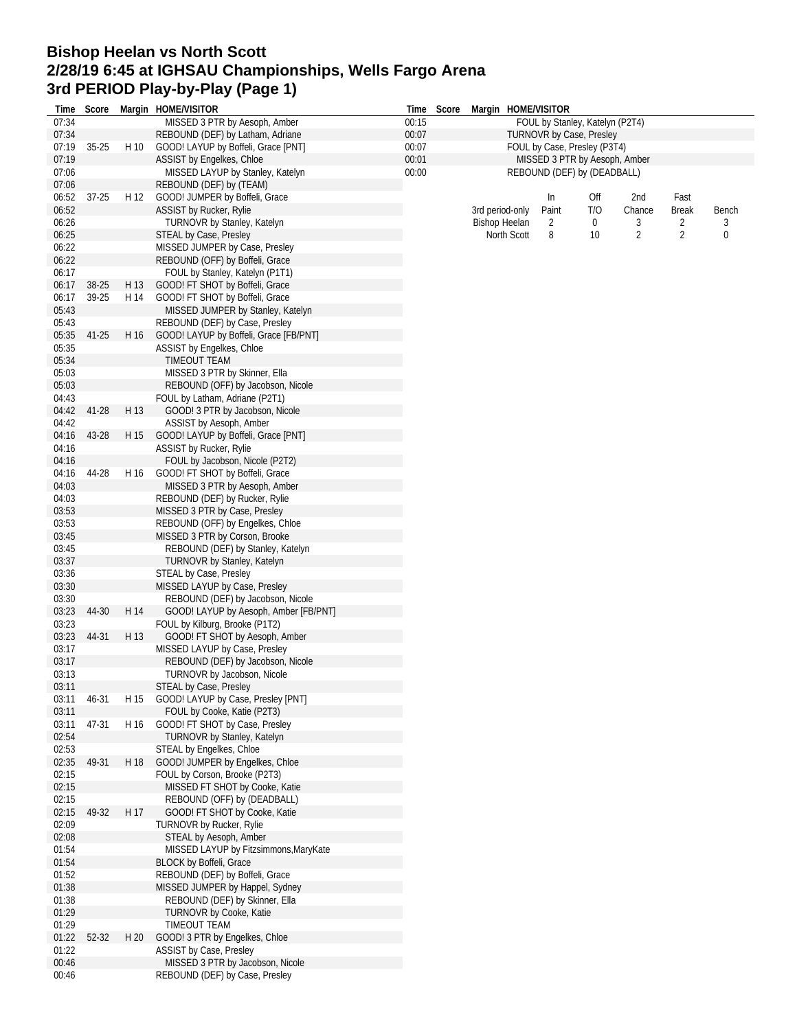# Bishop Heelan vs North Scott
# 2/28/19 6:45 at IGHSAU Championships, Wells Fargo Arena
# 3rd PERIOD Play-by-Play (Page 1)

| Time | Score | Margin | HOME/VISITOR |
|---|---|---|---|
| 07:34 | | | MISSED 3 PTR by Aesoph, Amber |
| 07:34 | | | REBOUND (DEF) by Latham, Adriane |
| 07:19 | 35-25 | H 10 | GOOD! LAYUP by Boffeli, Grace [PNT] |
| 07:19 | | | ASSIST by Engelkes, Chloe |
| 07:06 | | | MISSED LAYUP by Stanley, Katelyn |
| 07:06 | | | REBOUND (DEF) by (TEAM) |
| 06:52 | 37-25 | H 12 | GOOD! JUMPER by Boffeli, Grace |
| 06:52 | | | ASSIST by Rucker, Rylie |
| 06:26 | | | TURNOVR by Stanley, Katelyn |
| 06:25 | | | STEAL by Case, Presley |
| 06:22 | | | MISSED JUMPER by Case, Presley |
| 06:22 | | | REBOUND (OFF) by Boffeli, Grace |
| 06:17 | | | FOUL by Stanley, Katelyn (P1T1) |
| 06:17 | 38-25 | H 13 | GOOD! FT SHOT by Boffeli, Grace |
| 06:17 | 39-25 | H 14 | GOOD! FT SHOT by Boffeli, Grace |
| 05:43 | | | MISSED JUMPER by Stanley, Katelyn |
| 05:43 | | | REBOUND (DEF) by Case, Presley |
| 05:35 | 41-25 | H 16 | GOOD! LAYUP by Boffeli, Grace [FB/PNT] |
| 05:35 | | | ASSIST by Engelkes, Chloe |
| 05:34 | | | TIMEOUT TEAM |
| 05:03 | | | MISSED 3 PTR by Skinner, Ella |
| 05:03 | | | REBOUND (OFF) by Jacobson, Nicole |
| 04:43 | | | FOUL by Latham, Adriane (P2T1) |
| 04:42 | 41-28 | H 13 | GOOD! 3 PTR by Jacobson, Nicole |
| 04:42 | | | ASSIST by Aesoph, Amber |
| 04:16 | 43-28 | H 15 | GOOD! LAYUP by Boffeli, Grace [PNT] |
| 04:16 | | | ASSIST by Rucker, Rylie |
| 04:16 | | | FOUL by Jacobson, Nicole (P2T2) |
| 04:16 | 44-28 | H 16 | GOOD! FT SHOT by Boffeli, Grace |
| 04:03 | | | MISSED 3 PTR by Aesoph, Amber |
| 04:03 | | | REBOUND (DEF) by Rucker, Rylie |
| 03:53 | | | MISSED 3 PTR by Case, Presley |
| 03:53 | | | REBOUND (OFF) by Engelkes, Chloe |
| 03:45 | | | MISSED 3 PTR by Corson, Brooke |
| 03:45 | | | REBOUND (DEF) by Stanley, Katelyn |
| 03:37 | | | TURNOVR by Stanley, Katelyn |
| 03:36 | | | STEAL by Case, Presley |
| 03:30 | | | MISSED LAYUP by Case, Presley |
| 03:30 | | | REBOUND (DEF) by Jacobson, Nicole |
| 03:23 | 44-30 | H 14 | GOOD! LAYUP by Aesoph, Amber [FB/PNT] |
| 03:23 | | | FOUL by Kilburg, Brooke (P1T2) |
| 03:23 | 44-31 | H 13 | GOOD! FT SHOT by Aesoph, Amber |
| 03:17 | | | MISSED LAYUP by Case, Presley |
| 03:17 | | | REBOUND (DEF) by Jacobson, Nicole |
| 03:13 | | | TURNOVR by Jacobson, Nicole |
| 03:11 | | | STEAL by Case, Presley |
| 03:11 | 46-31 | H 15 | GOOD! LAYUP by Case, Presley [PNT] |
| 03:11 | | | FOUL by Cooke, Katie (P2T3) |
| 03:11 | 47-31 | H 16 | GOOD! FT SHOT by Case, Presley |
| 02:54 | | | TURNOVR by Stanley, Katelyn |
| 02:53 | | | STEAL by Engelkes, Chloe |
| 02:35 | 49-31 | H 18 | GOOD! JUMPER by Engelkes, Chloe |
| 02:15 | | | FOUL by Corson, Brooke (P2T3) |
| 02:15 | | | MISSED FT SHOT by Cooke, Katie |
| 02:15 | | | REBOUND (OFF) by (DEADBALL) |
| 02:15 | 49-32 | H 17 | GOOD! FT SHOT by Cooke, Katie |
| 02:09 | | | TURNOVR by Rucker, Rylie |
| 02:08 | | | STEAL by Aesoph, Amber |
| 01:54 | | | MISSED LAYUP by Fitzsimmons,MaryKate |
| 01:54 | | | BLOCK by Boffeli, Grace |
| 01:52 | | | REBOUND (DEF) by Boffeli, Grace |
| 01:38 | | | MISSED JUMPER by Happel, Sydney |
| 01:38 | | | REBOUND (DEF) by Skinner, Ella |
| 01:29 | | | TURNOVR by Cooke, Katie |
| 01:29 | | | TIMEOUT TEAM |
| 01:22 | 52-32 | H 20 | GOOD! 3 PTR by Engelkes, Chloe |
| 01:22 | | | ASSIST by Case, Presley |
| 00:46 | | | MISSED 3 PTR by Jacobson, Nicole |
| 00:46 | | | REBOUND (DEF) by Case, Presley |
| 00:15 | | | FOUL by Stanley, Katelyn (P2T4) |
| 00:07 | | | TURNOVR by Case, Presley |
| 00:07 | | | FOUL by Case, Presley (P3T4) |
| 00:01 | | | MISSED 3 PTR by Aesoph, Amber |
| 00:00 | | | REBOUND (DEF) by (DEADBALL) |

| 3rd period-only | In Paint | Off T/O | 2nd Chance | Fast Break | Bench |
|---|---|---|---|---|---|
| Bishop Heelan | 2 | 0 | 3 | 2 | 3 |
| North Scott | 8 | 10 | 2 | 2 | 0 |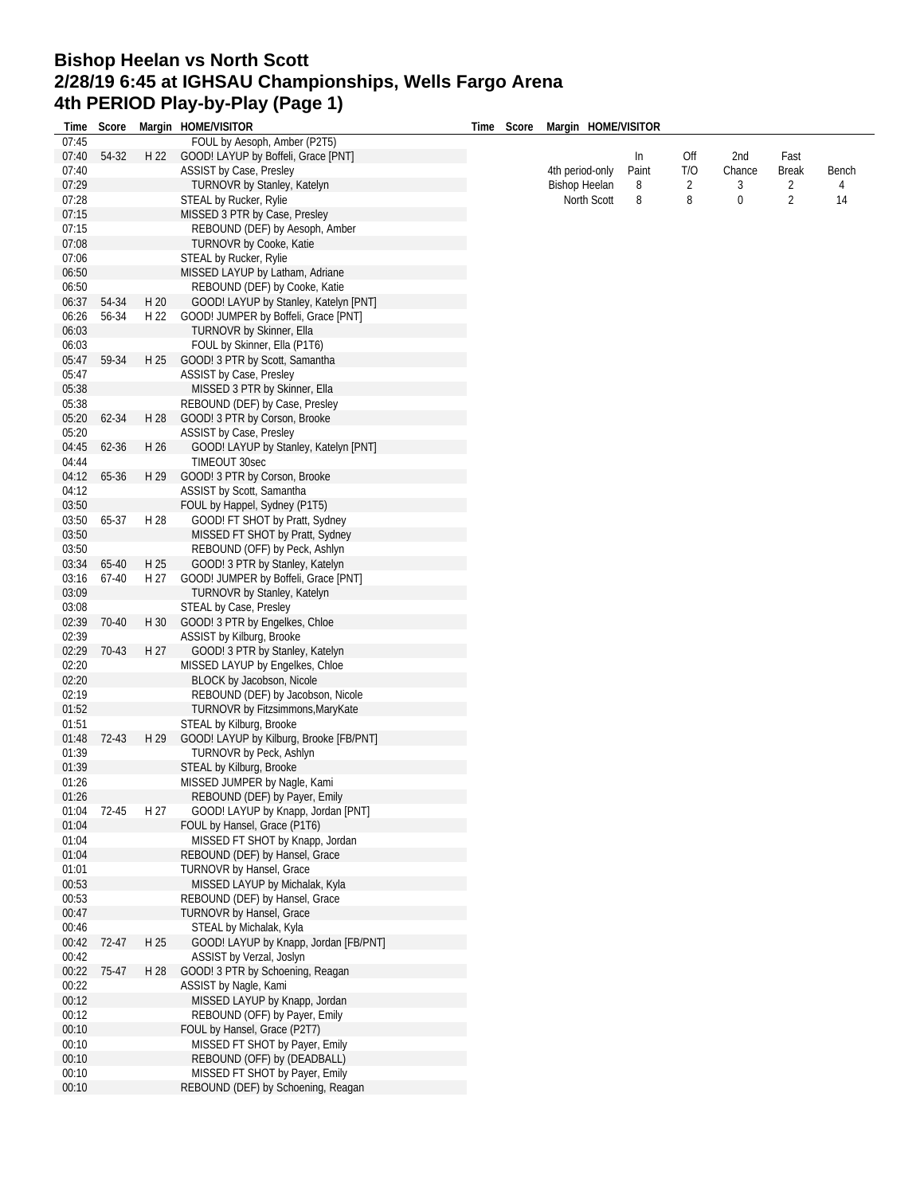# Bishop Heelan vs North Scott
## 2/28/19 6:45 at IGHSAU Championships, Wells Fargo Arena
## 4th PERIOD Play-by-Play (Page 1)

| Time | Score | Margin | HOME/VISITOR |
|---|---|---|---|
| 07:45 | | | FOUL by Aesoph, Amber (P2T5) |
| 07:40 | 54-32 | H 22 | GOOD! LAYUP by Boffeli, Grace [PNT] |
| 07:40 | | | ASSIST by Case, Presley |
| 07:29 | | | TURNOVR by Stanley, Katelyn |
| 07:28 | | | STEAL by Rucker, Rylie |
| 07:15 | | | MISSED 3 PTR by Case, Presley |
| 07:15 | | | REBOUND (DEF) by Aesoph, Amber |
| 07:08 | | | TURNOVR by Cooke, Katie |
| 07:06 | | | STEAL by Rucker, Rylie |
| 06:50 | | | MISSED LAYUP by Latham, Adriane |
| 06:50 | | | REBOUND (DEF) by Cooke, Katie |
| 06:37 | 54-34 | H 20 | GOOD! LAYUP by Stanley, Katelyn [PNT] |
| 06:26 | 56-34 | H 22 | GOOD! JUMPER by Boffeli, Grace [PNT] |
| 06:03 | | | TURNOVR by Skinner, Ella |
| 06:03 | | | FOUL by Skinner, Ella (P1T6) |
| 05:47 | 59-34 | H 25 | GOOD! 3 PTR by Scott, Samantha |
| 05:47 | | | ASSIST by Case, Presley |
| 05:38 | | | MISSED 3 PTR by Skinner, Ella |
| 05:38 | | | REBOUND (DEF) by Case, Presley |
| 05:20 | 62-34 | H 28 | GOOD! 3 PTR by Corson, Brooke |
| 05:20 | | | ASSIST by Case, Presley |
| 04:45 | 62-36 | H 26 | GOOD! LAYUP by Stanley, Katelyn [PNT] |
| 04:44 | | | TIMEOUT 30sec |
| 04:12 | 65-36 | H 29 | GOOD! 3 PTR by Corson, Brooke |
| 04:12 | | | ASSIST by Scott, Samantha |
| 03:50 | | | FOUL by Happel, Sydney (P1T5) |
| 03:50 | 65-37 | H 28 | GOOD! FT SHOT by Pratt, Sydney |
| 03:50 | | | MISSED FT SHOT by Pratt, Sydney |
| 03:50 | | | REBOUND (OFF) by Peck, Ashlyn |
| 03:34 | 65-40 | H 25 | GOOD! 3 PTR by Stanley, Katelyn |
| 03:16 | 67-40 | H 27 | GOOD! JUMPER by Boffeli, Grace [PNT] |
| 03:09 | | | TURNOVR by Stanley, Katelyn |
| 03:08 | | | STEAL by Case, Presley |
| 02:39 | 70-40 | H 30 | GOOD! 3 PTR by Engelkes, Chloe |
| 02:39 | | | ASSIST by Kilburg, Brooke |
| 02:29 | 70-43 | H 27 | GOOD! 3 PTR by Stanley, Katelyn |
| 02:20 | | | MISSED LAYUP by Engelkes, Chloe |
| 02:20 | | | BLOCK by Jacobson, Nicole |
| 02:19 | | | REBOUND (DEF) by Jacobson, Nicole |
| 01:52 | | | TURNOVR by Fitzsimmons,MaryKate |
| 01:51 | | | STEAL by Kilburg, Brooke |
| 01:48 | 72-43 | H 29 | GOOD! LAYUP by Kilburg, Brooke [FB/PNT] |
| 01:39 | | | TURNOVR by Peck, Ashlyn |
| 01:39 | | | STEAL by Kilburg, Brooke |
| 01:26 | | | MISSED JUMPER by Nagle, Kami |
| 01:26 | | | REBOUND (DEF) by Payer, Emily |
| 01:04 | 72-45 | H 27 | GOOD! LAYUP by Knapp, Jordan [PNT] |
| 01:04 | | | FOUL by Hansel, Grace (P1T6) |
| 01:04 | | | MISSED FT SHOT by Knapp, Jordan |
| 01:04 | | | REBOUND (DEF) by Hansel, Grace |
| 01:01 | | | TURNOVR by Hansel, Grace |
| 00:53 | | | MISSED LAYUP by Michalak, Kyla |
| 00:53 | | | REBOUND (DEF) by Hansel, Grace |
| 00:47 | | | TURNOVR by Hansel, Grace |
| 00:46 | | | STEAL by Michalak, Kyla |
| 00:42 | 72-47 | H 25 | GOOD! LAYUP by Knapp, Jordan [FB/PNT] |
| 00:42 | | | ASSIST by Verzal, Joslyn |
| 00:22 | 75-47 | H 28 | GOOD! 3 PTR by Schoening, Reagan |
| 00:22 | | | ASSIST by Nagle, Kami |
| 00:12 | | | MISSED LAYUP by Knapp, Jordan |
| 00:12 | | | REBOUND (OFF) by Payer, Emily |
| 00:10 | | | FOUL by Hansel, Grace (P2T7) |
| 00:10 | | | MISSED FT SHOT by Payer, Emily |
| 00:10 | | | REBOUND (OFF) by (DEADBALL) |
| 00:10 | | | MISSED FT SHOT by Payer, Emily |
| 00:10 | | | REBOUND (DEF) by Schoening, Reagan |

| 4th period-only | In Paint | Off T/O | 2nd Chance | Fast Break | Bench |
|---|---|---|---|---|---|
| Bishop Heelan | 8 | 2 | 3 | 2 | 4 |
| North Scott | 8 | 8 | 0 | 2 | 14 |